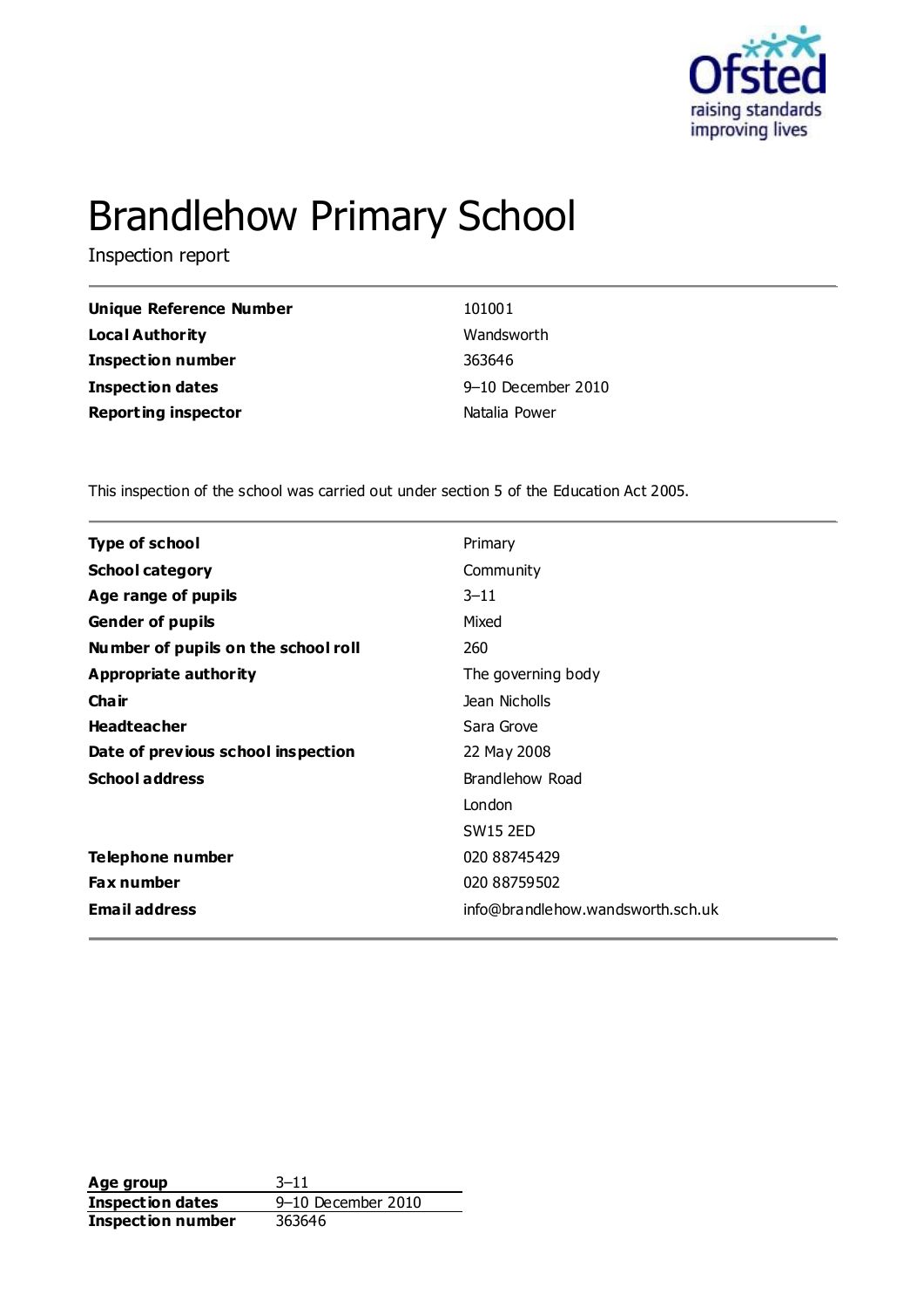# Brandlehow Primary School

Inspection report

| | |
|---|---|
| **Unique Reference Number** | 101001 |
| **Local Authority** | Wandsworth |
| **Inspection number** | 363646 |
| **Inspection dates** | 9–10 December 2010 |
| **Reporting inspector** | Natalia Power |

This inspection of the school was carried out under section 5 of the Education Act 2005.

| | |
|---|---|
| **Type of school** | Primary |
| **School category** | Community |
| **Age range of pupils** | 3–11 |
| **Gender of pupils** | Mixed |
| **Number of pupils on the school roll** | 260 |
| **Appropriate authority** | The governing body |
| **Chair** | Jean Nicholls |
| **Headteacher** | Sara Grove |
| **Date of previous school inspection** | 22 May 2008 |
| **School address** | Brandlehow Road<br>London<br>SW15 2ED |
| **Telephone number** | 020 88745429 |
| **Fax number** | 020 88759502 |
| **Email address** | info@brandlehow.wandsworth.sch.uk |

| | |
|---|---|
| **Age group** | 3–11 |
| **Inspection dates** | 9–10 December 2010 |
| **Inspection number** | 363646 |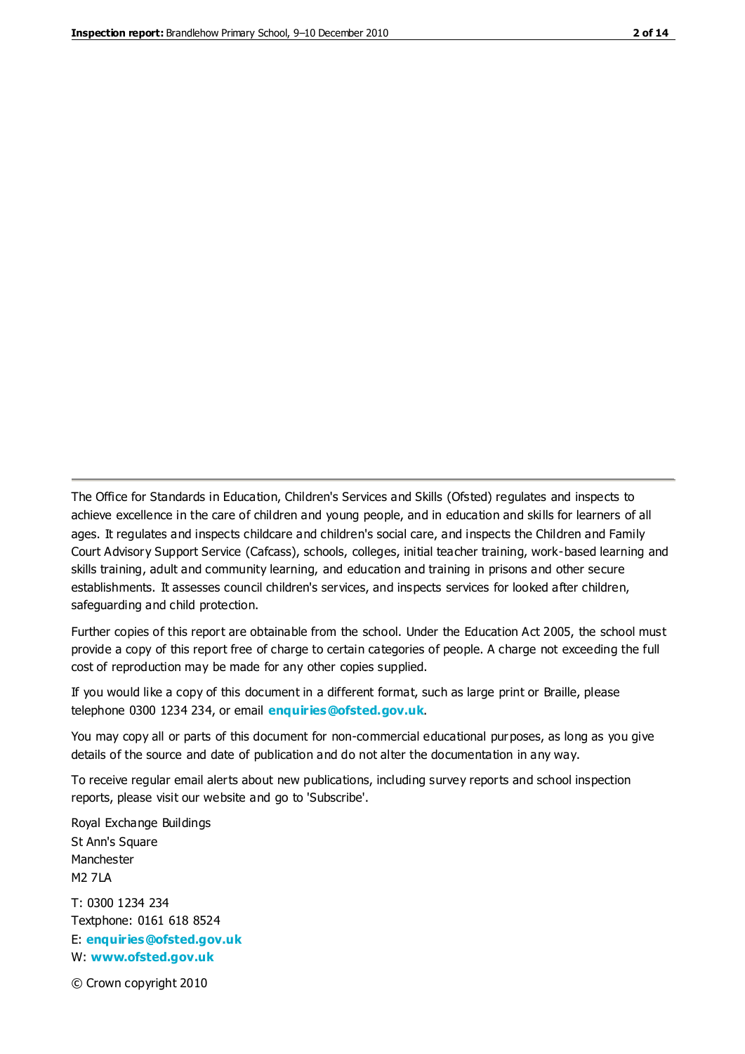The Office for Standards in Education, Children's Services and Skills (Ofsted) regulates and inspects to achieve excellence in the care of children and young people, and in education and skills for learners of all ages. It regulates and inspects childcare and children's social care, and inspects the Children and Family Court Advisory Support Service (Cafcass), schools, colleges, initial teacher training, work-based learning and skills training, adult and community learning, and education and training in prisons and other secure establishments. It assesses council children's services, and inspects services for looked after children, safeguarding and child protection.

Further copies of this report are obtainable from the school. Under the Education Act 2005, the school must provide a copy of this report free of charge to certain categories of people. A charge not exceeding the full cost of reproduction may be made for any other copies supplied.

If you would like a copy of this document in a different format, such as large print or Braille, please telephone 0300 1234 234, or email **enquiries@ofsted.gov.uk**.

You may copy all or parts of this document for non-commercial educational purposes, as long as you give details of the source and date of publication and do not alter the documentation in any way.

To receive regular email alerts about new publications, including survey reports and school inspection reports, please visit our website and go to 'Subscribe'.

Royal Exchange Buildings
St Ann's Square
Manchester
M2 7LA

T: 0300 1234 234
Textphone: 0161 618 8524
E: **enquiries@ofsted.gov.uk**
W: **www.ofsted.gov.uk**

© Crown copyright 2010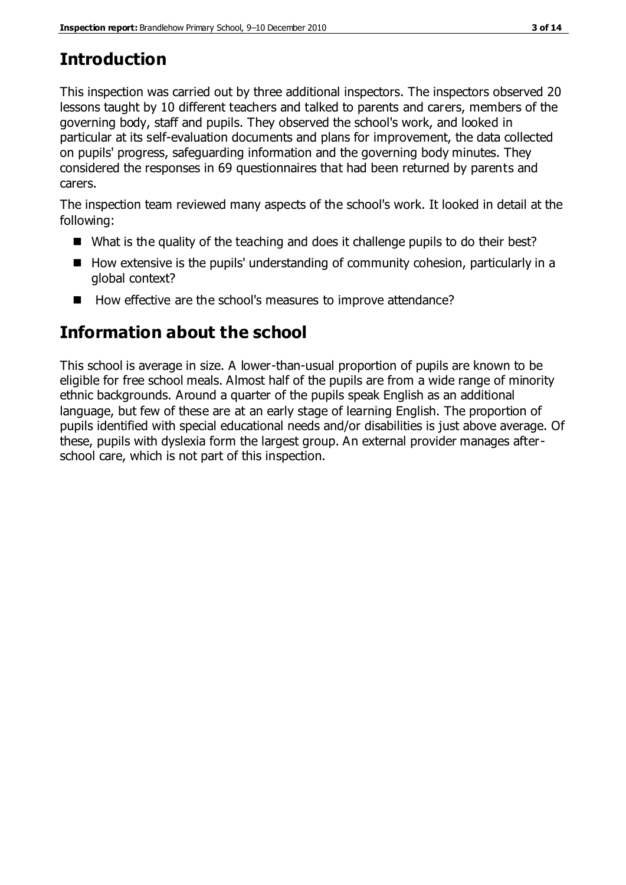## Introduction

This inspection was carried out by three additional inspectors. The inspectors observed 20 lessons taught by 10 different teachers and talked to parents and carers, members of the governing body, staff and pupils. They observed the school's work, and looked in particular at its self-evaluation documents and plans for improvement, the data collected on pupils' progress, safeguarding information and the governing body minutes. They considered the responses in 69 questionnaires that had been returned by parents and carers.

The inspection team reviewed many aspects of the school's work. It looked in detail at the following:

- What is the quality of the teaching and does it challenge pupils to do their best?
- How extensive is the pupils' understanding of community cohesion, particularly in a global context?
- How effective are the school's measures to improve attendance?

## Information about the school

This school is average in size. A lower-than-usual proportion of pupils are known to be eligible for free school meals. Almost half of the pupils are from a wide range of minority ethnic backgrounds. Around a quarter of the pupils speak English as an additional language, but few of these are at an early stage of learning English. The proportion of pupils identified with special educational needs and/or disabilities is just above average. Of these, pupils with dyslexia form the largest group. An external provider manages after-school care, which is not part of this inspection.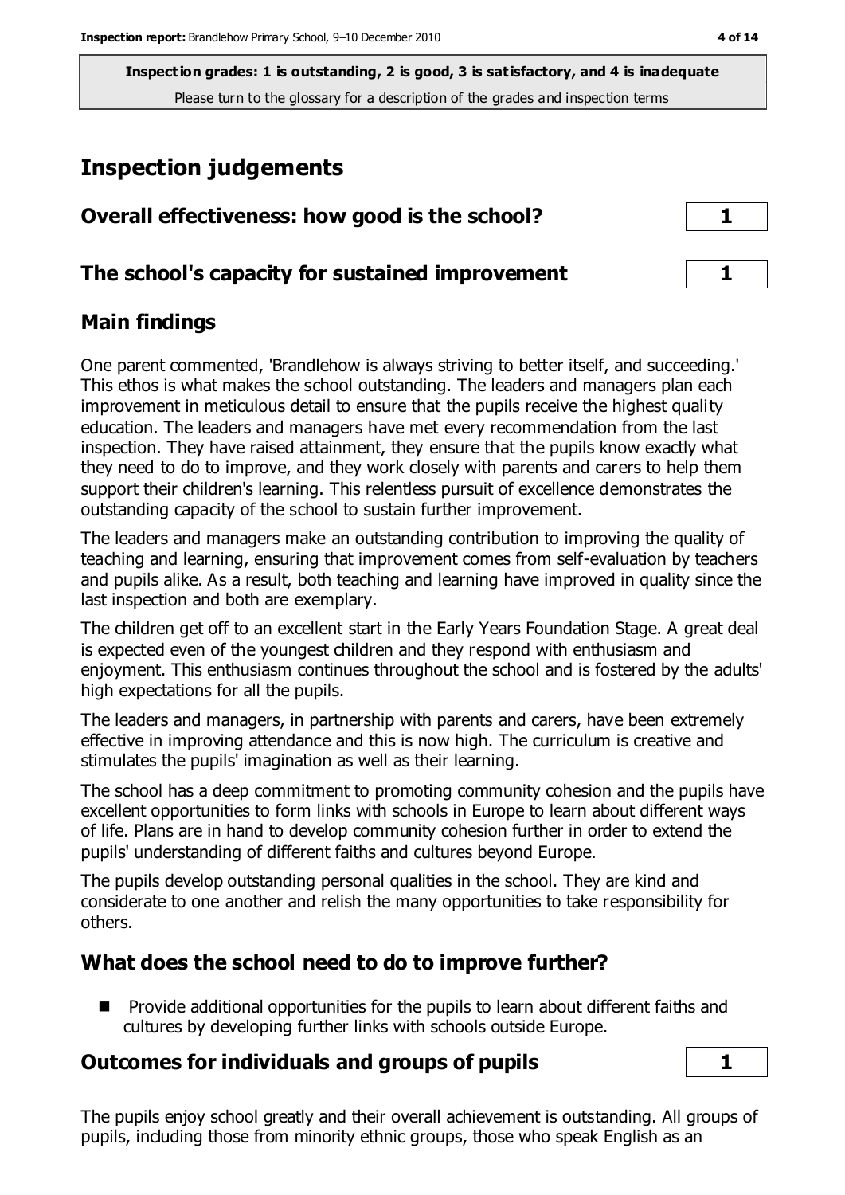**Inspection grades: 1 is outstanding, 2 is good, 3 is satisfactory, and 4 is inadequate**
Please turn to the glossary for a description of the grades and inspection terms

# Inspection judgements

## Overall effectiveness: how good is the school? | 1

## The school's capacity for sustained improvement | 1

## Main findings

One parent commented, 'Brandlehow is always striving to better itself, and succeeding.' This ethos is what makes the school outstanding. The leaders and managers plan each improvement in meticulous detail to ensure that the pupils receive the highest quality education. The leaders and managers have met every recommendation from the last inspection. They have raised attainment, they ensure that the pupils know exactly what they need to do to improve, and they work closely with parents and carers to help them support their children's learning. This relentless pursuit of excellence demonstrates the outstanding capacity of the school to sustain further improvement.

The leaders and managers make an outstanding contribution to improving the quality of teaching and learning, ensuring that improvement comes from self-evaluation by teachers and pupils alike. As a result, both teaching and learning have improved in quality since the last inspection and both are exemplary.

The children get off to an excellent start in the Early Years Foundation Stage. A great deal is expected even of the youngest children and they respond with enthusiasm and enjoyment. This enthusiasm continues throughout the school and is fostered by the adults' high expectations for all the pupils.

The leaders and managers, in partnership with parents and carers, have been extremely effective in improving attendance and this is now high. The curriculum is creative and stimulates the pupils' imagination as well as their learning.

The school has a deep commitment to promoting community cohesion and the pupils have excellent opportunities to form links with schools in Europe to learn about different ways of life. Plans are in hand to develop community cohesion further in order to extend the pupils' understanding of different faiths and cultures beyond Europe.

The pupils develop outstanding personal qualities in the school. They are kind and considerate to one another and relish the many opportunities to take responsibility for others.

## What does the school need to do to improve further?

- Provide additional opportunities for the pupils to learn about different faiths and cultures by developing further links with schools outside Europe.

## Outcomes for individuals and groups of pupils | 1

The pupils enjoy school greatly and their overall achievement is outstanding. All groups of pupils, including those from minority ethnic groups, those who speak English as an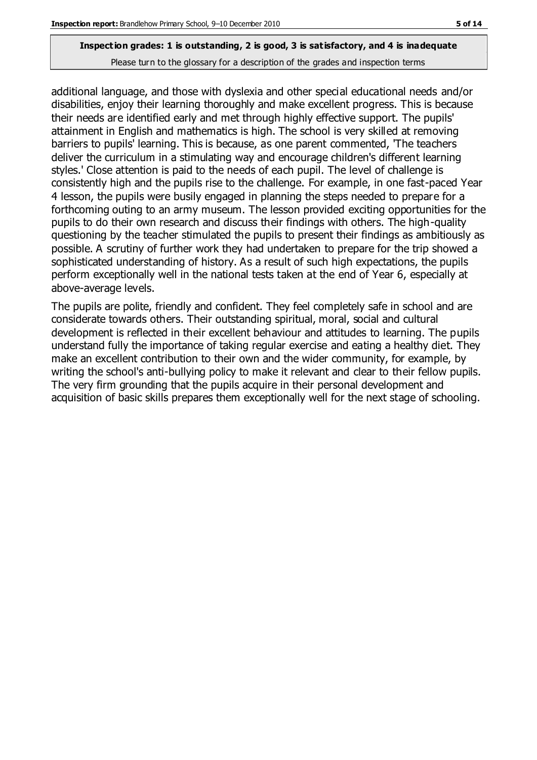additional language, and those with dyslexia and other special educational needs and/or disabilities, enjoy their learning thoroughly and make excellent progress. This is because their needs are identified early and met through highly effective support. The pupils' attainment in English and mathematics is high. The school is very skilled at removing barriers to pupils' learning. This is because, as one parent commented, 'The teachers deliver the curriculum in a stimulating way and encourage children's different learning styles.' Close attention is paid to the needs of each pupil. The level of challenge is consistently high and the pupils rise to the challenge. For example, in one fast-paced Year 4 lesson, the pupils were busily engaged in planning the steps needed to prepare for a forthcoming outing to an army museum. The lesson provided exciting opportunities for the pupils to do their own research and discuss their findings with others. The high-quality questioning by the teacher stimulated the pupils to present their findings as ambitiously as possible. A scrutiny of further work they had undertaken to prepare for the trip showed a sophisticated understanding of history. As a result of such high expectations, the pupils perform exceptionally well in the national tests taken at the end of Year 6, especially at above-average levels.

The pupils are polite, friendly and confident. They feel completely safe in school and are considerate towards others. Their outstanding spiritual, moral, social and cultural development is reflected in their excellent behaviour and attitudes to learning. The pupils understand fully the importance of taking regular exercise and eating a healthy diet. They make an excellent contribution to their own and the wider community, for example, by writing the school's anti-bullying policy to make it relevant and clear to their fellow pupils. The very firm grounding that the pupils acquire in their personal development and acquisition of basic skills prepares them exceptionally well for the next stage of schooling.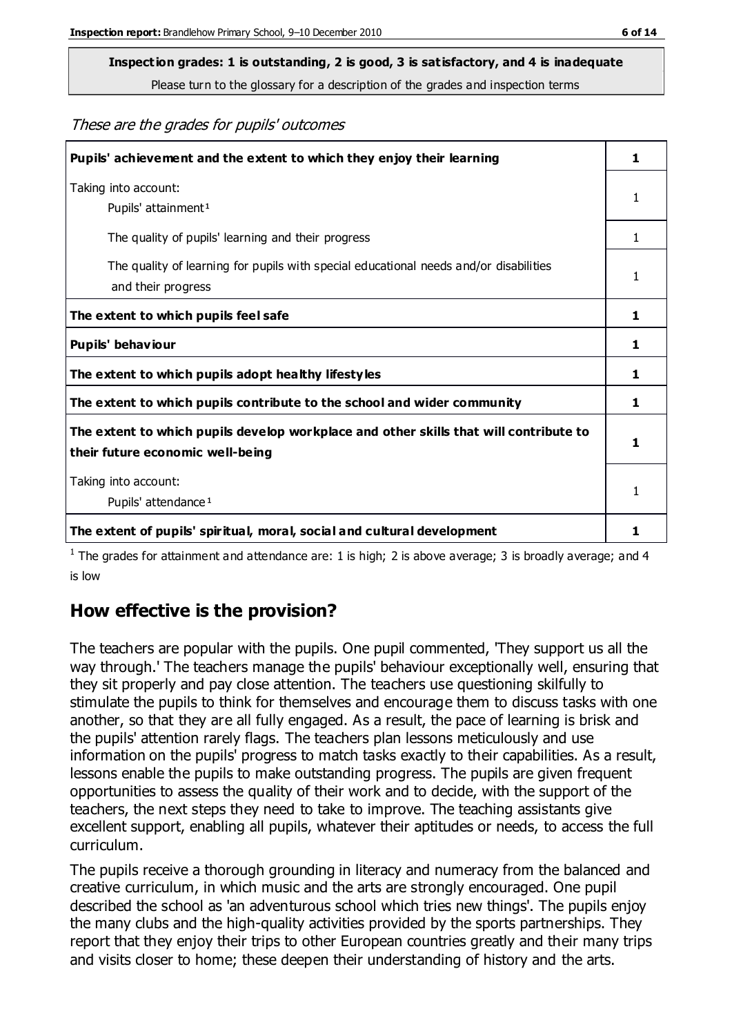**Inspection grades: 1 is outstanding, 2 is good, 3 is satisfactory, and 4 is inadequate**
Please turn to the glossary for a description of the grades and inspection terms

*These are the grades for pupils' outcomes*

| | |
|---|---|
| **Pupils' achievement and the extent to which they enjoy their learning** | **1** |
| Taking into account: Pupils' attainment[1] | 1 |
| The quality of pupils' learning and their progress | 1 |
| The quality of learning for pupils with special educational needs and/or disabilities and their progress | 1 |
| **The extent to which pupils feel safe** | **1** |
| **Pupils' behaviour** | **1** |
| **The extent to which pupils adopt healthy lifestyles** | **1** |
| **The extent to which pupils contribute to the school and wider community** | **1** |
| **The extent to which pupils develop workplace and other skills that will contribute to their future economic well-being** | **1** |
| Taking into account: Pupils' attendance[1] | 1 |
| **The extent of pupils' spiritual, moral, social and cultural development** | **1** |

[1] The grades for attainment and attendance are: 1 is high; 2 is above average; 3 is broadly average; and 4 is low

## How effective is the provision?

The teachers are popular with the pupils. One pupil commented, 'They support us all the way through.' The teachers manage the pupils' behaviour exceptionally well, ensuring that they sit properly and pay close attention. The teachers use questioning skilfully to stimulate the pupils to think for themselves and encourage them to discuss tasks with one another, so that they are all fully engaged. As a result, the pace of learning is brisk and the pupils' attention rarely flags. The teachers plan lessons meticulously and use information on the pupils' progress to match tasks exactly to their capabilities. As a result, lessons enable the pupils to make outstanding progress. The pupils are given frequent opportunities to assess the quality of their work and to decide, with the support of the teachers, the next steps they need to take to improve. The teaching assistants give excellent support, enabling all pupils, whatever their aptitudes or needs, to access the full curriculum.

The pupils receive a thorough grounding in literacy and numeracy from the balanced and creative curriculum, in which music and the arts are strongly encouraged. One pupil described the school as 'an adventurous school which tries new things'. The pupils enjoy the many clubs and the high-quality activities provided by the sports partnerships. They report that they enjoy their trips to other European countries greatly and their many trips and visits closer to home; these deepen their understanding of history and the arts.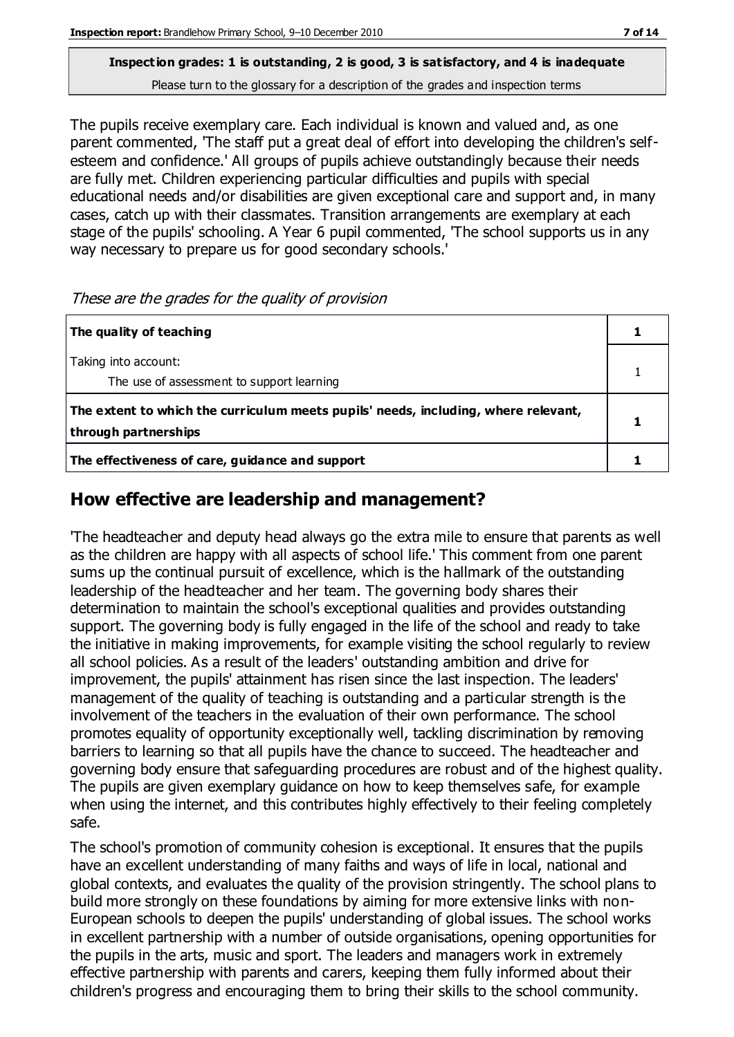**Inspection grades: 1 is outstanding, 2 is good, 3 is satisfactory, and 4 is inadequate**
Please turn to the glossary for a description of the grades and inspection terms

The pupils receive exemplary care. Each individual is known and valued and, as one parent commented, 'The staff put a great deal of effort into developing the children's self-esteem and confidence.' All groups of pupils achieve outstandingly because their needs are fully met. Children experiencing particular difficulties and pupils with special educational needs and/or disabilities are given exceptional care and support and, in many cases, catch up with their classmates. Transition arrangements are exemplary at each stage of the pupils' schooling. A Year 6 pupil commented, 'The school supports us in any way necessary to prepare us for good secondary schools.'

*These are the grades for the quality of provision*

| | |
|---|---|
| **The quality of teaching** | **1** |
| Taking into account:<br>The use of assessment to support learning | 1 |
| **The extent to which the curriculum meets pupils' needs, including, where relevant, through partnerships** | **1** |
| **The effectiveness of care, guidance and support** | **1** |

## How effective are leadership and management?

'The headteacher and deputy head always go the extra mile to ensure that parents as well as the children are happy with all aspects of school life.' This comment from one parent sums up the continual pursuit of excellence, which is the hallmark of the outstanding leadership of the headteacher and her team. The governing body shares their determination to maintain the school's exceptional qualities and provides outstanding support. The governing body is fully engaged in the life of the school and ready to take the initiative in making improvements, for example visiting the school regularly to review all school policies. As a result of the leaders' outstanding ambition and drive for improvement, the pupils' attainment has risen since the last inspection. The leaders' management of the quality of teaching is outstanding and a particular strength is the involvement of the teachers in the evaluation of their own performance. The school promotes equality of opportunity exceptionally well, tackling discrimination by removing barriers to learning so that all pupils have the chance to succeed. The headteacher and governing body ensure that safeguarding procedures are robust and of the highest quality. The pupils are given exemplary guidance on how to keep themselves safe, for example when using the internet, and this contributes highly effectively to their feeling completely safe.

The school's promotion of community cohesion is exceptional. It ensures that the pupils have an excellent understanding of many faiths and ways of life in local, national and global contexts, and evaluates the quality of the provision stringently. The school plans to build more strongly on these foundations by aiming for more extensive links with non-European schools to deepen the pupils' understanding of global issues. The school works in excellent partnership with a number of outside organisations, opening opportunities for the pupils in the arts, music and sport. The leaders and managers work in extremely effective partnership with parents and carers, keeping them fully informed about their children's progress and encouraging them to bring their skills to the school community.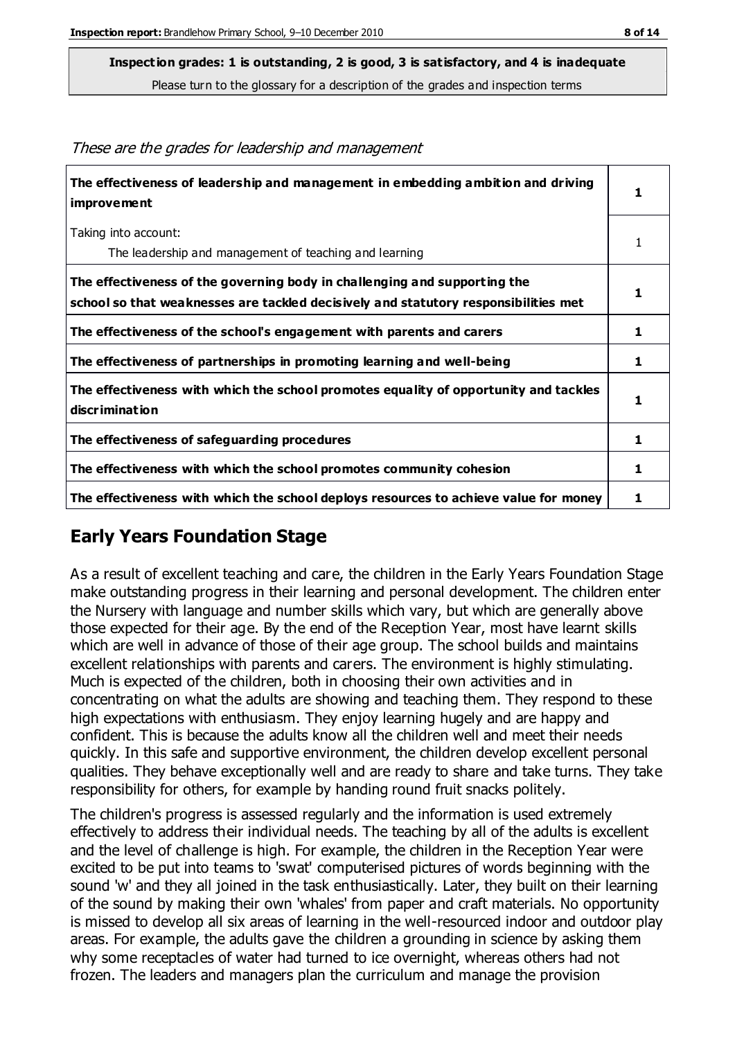**Inspection grades: 1 is outstanding, 2 is good, 3 is satisfactory, and 4 is inadequate**
Please turn to the glossary for a description of the grades and inspection terms

*These are the grades for leadership and management*

| | |
|---|---|
| **The effectiveness of leadership and management in embedding ambition and driving improvement** | **1** |
| Taking into account: The leadership and management of teaching and learning | 1 |
| **The effectiveness of the governing body in challenging and supporting the school so that weaknesses are tackled decisively and statutory responsibilities met** | **1** |
| **The effectiveness of the school's engagement with parents and carers** | **1** |
| **The effectiveness of partnerships in promoting learning and well-being** | **1** |
| **The effectiveness with which the school promotes equality of opportunity and tackles discrimination** | **1** |
| **The effectiveness of safeguarding procedures** | **1** |
| **The effectiveness with which the school promotes community cohesion** | **1** |
| **The effectiveness with which the school deploys resources to achieve value for money** | **1** |

## Early Years Foundation Stage

As a result of excellent teaching and care, the children in the Early Years Foundation Stage make outstanding progress in their learning and personal development. The children enter the Nursery with language and number skills which vary, but which are generally above those expected for their age. By the end of the Reception Year, most have learnt skills which are well in advance of those of their age group. The school builds and maintains excellent relationships with parents and carers. The environment is highly stimulating. Much is expected of the children, both in choosing their own activities and in concentrating on what the adults are showing and teaching them. They respond to these high expectations with enthusiasm. They enjoy learning hugely and are happy and confident. This is because the adults know all the children well and meet their needs quickly. In this safe and supportive environment, the children develop excellent personal qualities. They behave exceptionally well and are ready to share and take turns. They take responsibility for others, for example by handing round fruit snacks politely.

The children's progress is assessed regularly and the information is used extremely effectively to address their individual needs. The teaching by all of the adults is excellent and the level of challenge is high. For example, the children in the Reception Year were excited to be put into teams to 'swat' computerised pictures of words beginning with the sound 'w' and they all joined in the task enthusiastically. Later, they built on their learning of the sound by making their own 'whales' from paper and craft materials. No opportunity is missed to develop all six areas of learning in the well-resourced indoor and outdoor play areas. For example, the adults gave the children a grounding in science by asking them why some receptacles of water had turned to ice overnight, whereas others had not frozen. The leaders and managers plan the curriculum and manage the provision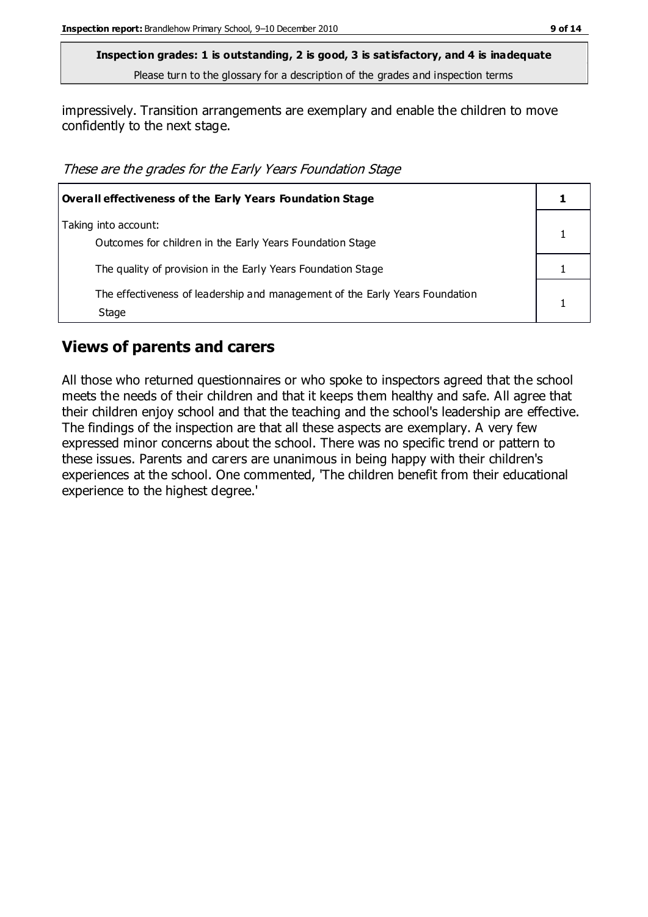**Inspection grades: 1 is outstanding, 2 is good, 3 is satisfactory, and 4 is inadequate**
Please turn to the glossary for a description of the grades and inspection terms

impressively. Transition arrangements are exemplary and enable the children to move confidently to the next stage.

*These are the grades for the Early Years Foundation Stage*

| **Overall effectiveness of the Early Years Foundation Stage** | **1** |
|---|---|
| Taking into account: Outcomes for children in the Early Years Foundation Stage | 1 |
| The quality of provision in the Early Years Foundation Stage | 1 |
| The effectiveness of leadership and management of the Early Years Foundation Stage | 1 |

## Views of parents and carers

All those who returned questionnaires or who spoke to inspectors agreed that the school meets the needs of their children and that it keeps them healthy and safe. All agree that their children enjoy school and that the teaching and the school's leadership are effective. The findings of the inspection are that all these aspects are exemplary. A very few expressed minor concerns about the school. There was no specific trend or pattern to these issues. Parents and carers are unanimous in being happy with their children's experiences at the school. One commented, 'The children benefit from their educational experience to the highest degree.'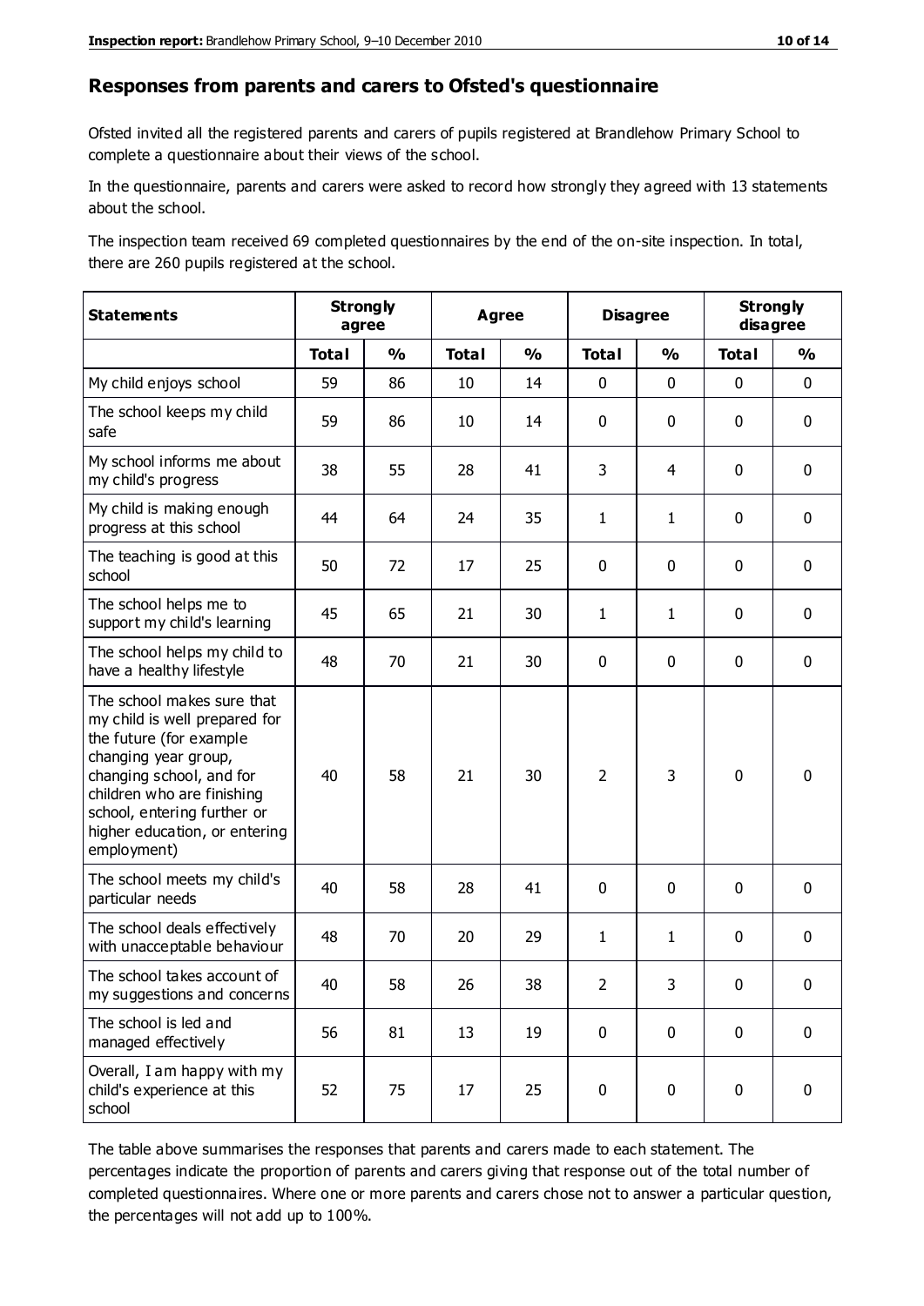## Responses from parents and carers to Ofsted's questionnaire

Ofsted invited all the registered parents and carers of pupils registered at Brandlehow Primary School to complete a questionnaire about their views of the school.

In the questionnaire, parents and carers were asked to record how strongly they agreed with 13 statements about the school.

The inspection team received 69 completed questionnaires by the end of the on-site inspection. In total, there are 260 pupils registered at the school.

| Statements | Strongly agree | | Agree | | Disagree | | Strongly disagree | |
|---|---|---|---|---|---|---|---|---|
| | Total | % | Total | % | Total | % | Total | % |
| My child enjoys school | 59 | 86 | 10 | 14 | 0 | 0 | 0 | 0 |
| The school keeps my child safe | 59 | 86 | 10 | 14 | 0 | 0 | 0 | 0 |
| My school informs me about my child's progress | 38 | 55 | 28 | 41 | 3 | 4 | 0 | 0 |
| My child is making enough progress at this school | 44 | 64 | 24 | 35 | 1 | 1 | 0 | 0 |
| The teaching is good at this school | 50 | 72 | 17 | 25 | 0 | 0 | 0 | 0 |
| The school helps me to support my child's learning | 45 | 65 | 21 | 30 | 1 | 1 | 0 | 0 |
| The school helps my child to have a healthy lifestyle | 48 | 70 | 21 | 30 | 0 | 0 | 0 | 0 |
| The school makes sure that my child is well prepared for the future (for example changing year group, changing school, and for children who are finishing school, entering further or higher education, or entering employment) | 40 | 58 | 21 | 30 | 2 | 3 | 0 | 0 |
| The school meets my child's particular needs | 40 | 58 | 28 | 41 | 0 | 0 | 0 | 0 |
| The school deals effectively with unacceptable behaviour | 48 | 70 | 20 | 29 | 1 | 1 | 0 | 0 |
| The school takes account of my suggestions and concerns | 40 | 58 | 26 | 38 | 2 | 3 | 0 | 0 |
| The school is led and managed effectively | 56 | 81 | 13 | 19 | 0 | 0 | 0 | 0 |
| Overall, I am happy with my child's experience at this school | 52 | 75 | 17 | 25 | 0 | 0 | 0 | 0 |

The table above summarises the responses that parents and carers made to each statement. The percentages indicate the proportion of parents and carers giving that response out of the total number of completed questionnaires. Where one or more parents and carers chose not to answer a particular question, the percentages will not add up to 100%.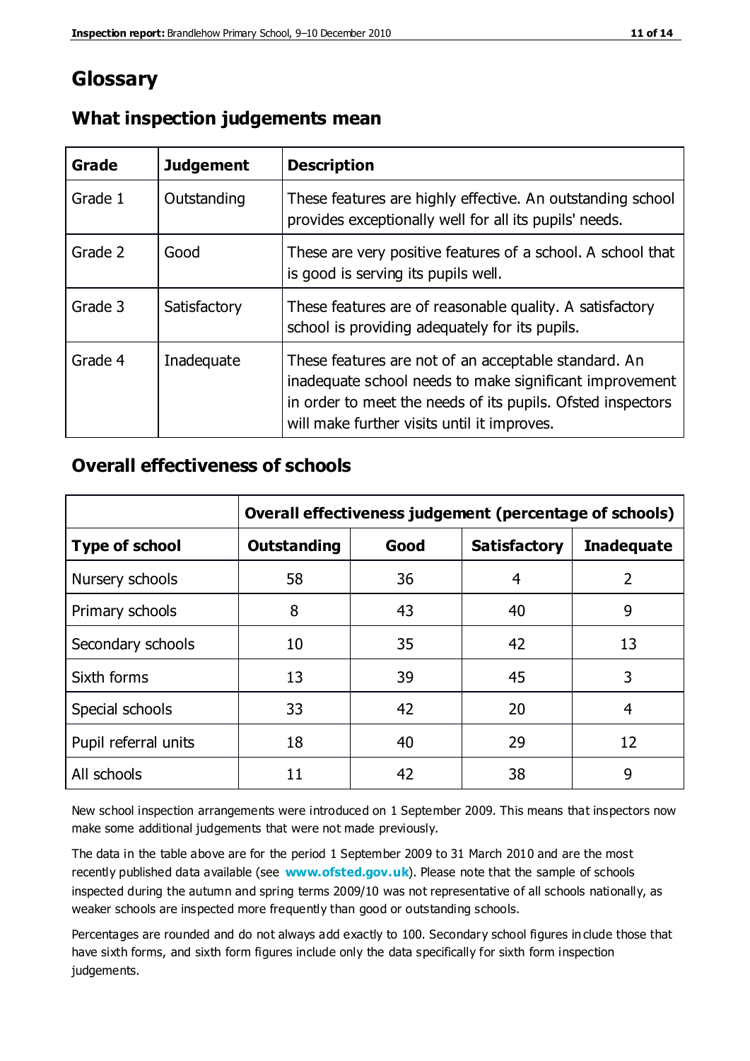# Glossary

## What inspection judgements mean

| Grade | Judgement | Description |
| --- | --- | --- |
| Grade 1 | Outstanding | These features are highly effective. An outstanding school provides exceptionally well for all its pupils' needs. |
| Grade 2 | Good | These are very positive features of a school. A school that is good is serving its pupils well. |
| Grade 3 | Satisfactory | These features are of reasonable quality. A satisfactory school is providing adequately for its pupils. |
| Grade 4 | Inadequate | These features are not of an acceptable standard. An inadequate school needs to make significant improvement in order to meet the needs of its pupils. Ofsted inspectors will make further visits until it improves. |

## Overall effectiveness of schools

| | Overall effectiveness judgement (percentage of schools) | | | |
| --- | --- | --- | --- | --- |
| **Type of school** | **Outstanding** | **Good** | **Satisfactory** | **Inadequate** |
| Nursery schools | 58 | 36 | 4 | 2 |
| Primary schools | 8 | 43 | 40 | 9 |
| Secondary schools | 10 | 35 | 42 | 13 |
| Sixth forms | 13 | 39 | 45 | 3 |
| Special schools | 33 | 42 | 20 | 4 |
| Pupil referral units | 18 | 40 | 29 | 12 |
| All schools | 11 | 42 | 38 | 9 |

New school inspection arrangements were introduced on 1 September 2009. This means that inspectors now make some additional judgements that were not made previously.

The data in the table above are for the period 1 September 2009 to 31 March 2010 and are the most recently published data available (see **www.ofsted.gov.uk**). Please note that the sample of schools inspected during the autumn and spring terms 2009/10 was not representative of all schools nationally, as weaker schools are inspected more frequently than good or outstanding schools.

Percentages are rounded and do not always add exactly to 100. Secondary school figures include those that have sixth forms, and sixth form figures include only the data specifically for sixth form inspection judgements.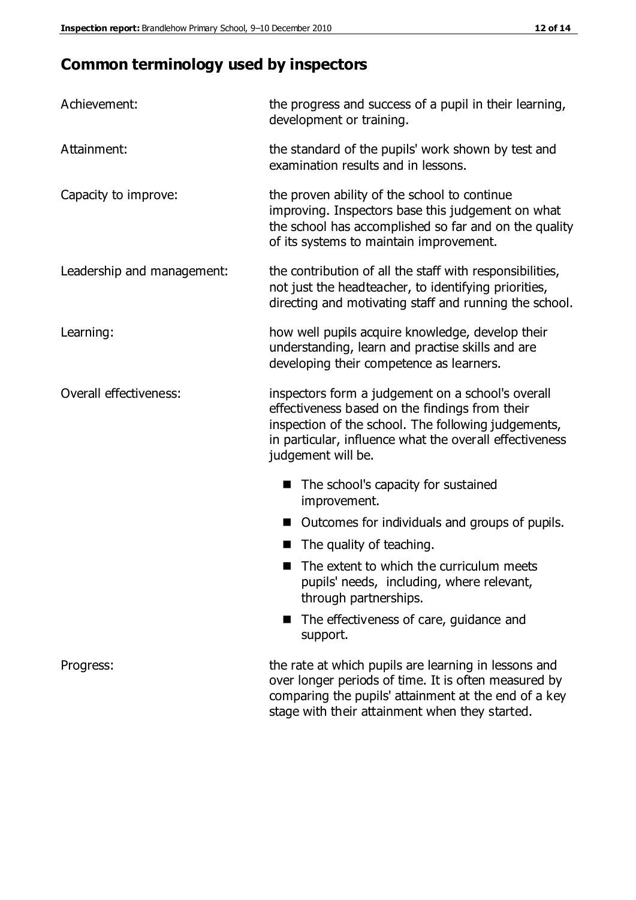# Common terminology used by inspectors

| | |
|---|---|
| Achievement: | the progress and success of a pupil in their learning, development or training. |
| Attainment: | the standard of the pupils' work shown by test and examination results and in lessons. |
| Capacity to improve: | the proven ability of the school to continue improving. Inspectors base this judgement on what the school has accomplished so far and on the quality of its systems to maintain improvement. |
| Leadership and management: | the contribution of all the staff with responsibilities, not just the headteacher, to identifying priorities, directing and motivating staff and running the school. |
| Learning: | how well pupils acquire knowledge, develop their understanding, learn and practise skills and are developing their competence as learners. |
| Overall effectiveness: | inspectors form a judgement on a school's overall effectiveness based on the findings from their inspection of the school. The following judgements, in particular, influence what the overall effectiveness judgement will be.<br>■ The school's capacity for sustained improvement.<br>■ Outcomes for individuals and groups of pupils.<br>■ The quality of teaching.<br>■ The extent to which the curriculum meets pupils' needs, including, where relevant, through partnerships.<br>■ The effectiveness of care, guidance and support. |
| Progress: | the rate at which pupils are learning in lessons and over longer periods of time. It is often measured by comparing the pupils' attainment at the end of a key stage with their attainment when they started. |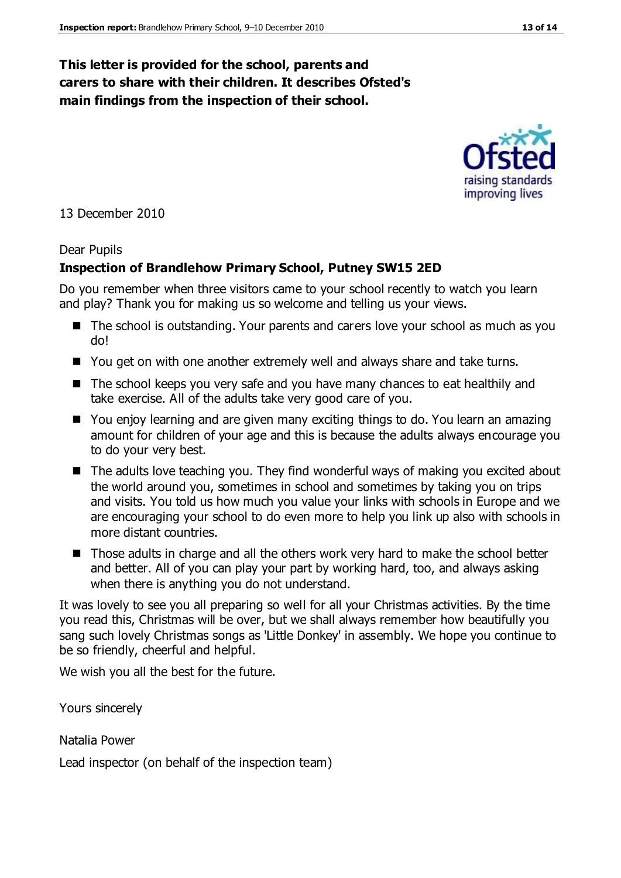**This letter is provided for the school, parents and carers to share with their children. It describes Ofsted's main findings from the inspection of their school.**

13 December 2010

Dear Pupils

**Inspection of Brandlehow Primary School, Putney SW15 2ED**

Do you remember when three visitors came to your school recently to watch you learn and play? Thank you for making us so welcome and telling us your views.

- The school is outstanding. Your parents and carers love your school as much as you do!
- You get on with one another extremely well and always share and take turns.
- The school keeps you very safe and you have many chances to eat healthily and take exercise. All of the adults take very good care of you.
- You enjoy learning and are given many exciting things to do. You learn an amazing amount for children of your age and this is because the adults always encourage you to do your very best.
- The adults love teaching you. They find wonderful ways of making you excited about the world around you, sometimes in school and sometimes by taking you on trips and visits. You told us how much you value your links with schools in Europe and we are encouraging your school to do even more to help you link up also with schools in more distant countries.
- Those adults in charge and all the others work very hard to make the school better and better. All of you can play your part by working hard, too, and always asking when there is anything you do not understand.

It was lovely to see you all preparing so well for all your Christmas activities. By the time you read this, Christmas will be over, but we shall always remember how beautifully you sang such lovely Christmas songs as 'Little Donkey' in assembly. We hope you continue to be so friendly, cheerful and helpful.

We wish you all the best for the future.

Yours sincerely

Natalia Power

Lead inspector (on behalf of the inspection team)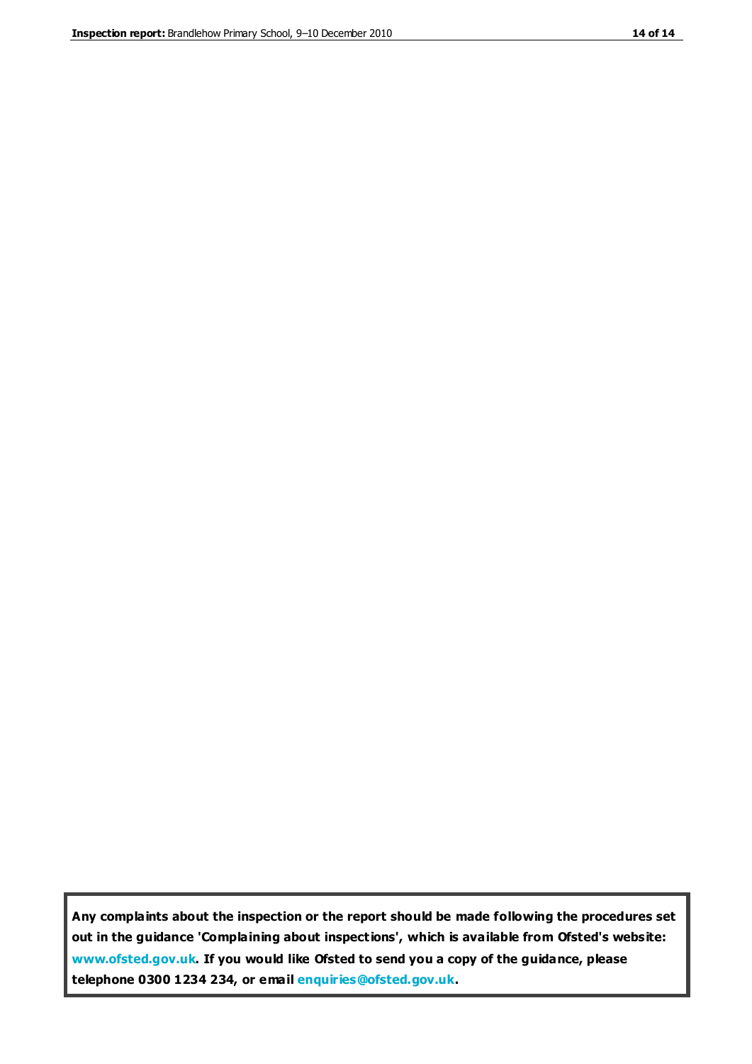**Any complaints about the inspection or the report should be made following the procedures set out in the guidance 'Complaining about inspections', which is available from Ofsted's website: www.ofsted.gov.uk. If you would like Ofsted to send you a copy of the guidance, please telephone 0300 1234 234, or email enquiries@ofsted.gov.uk.**